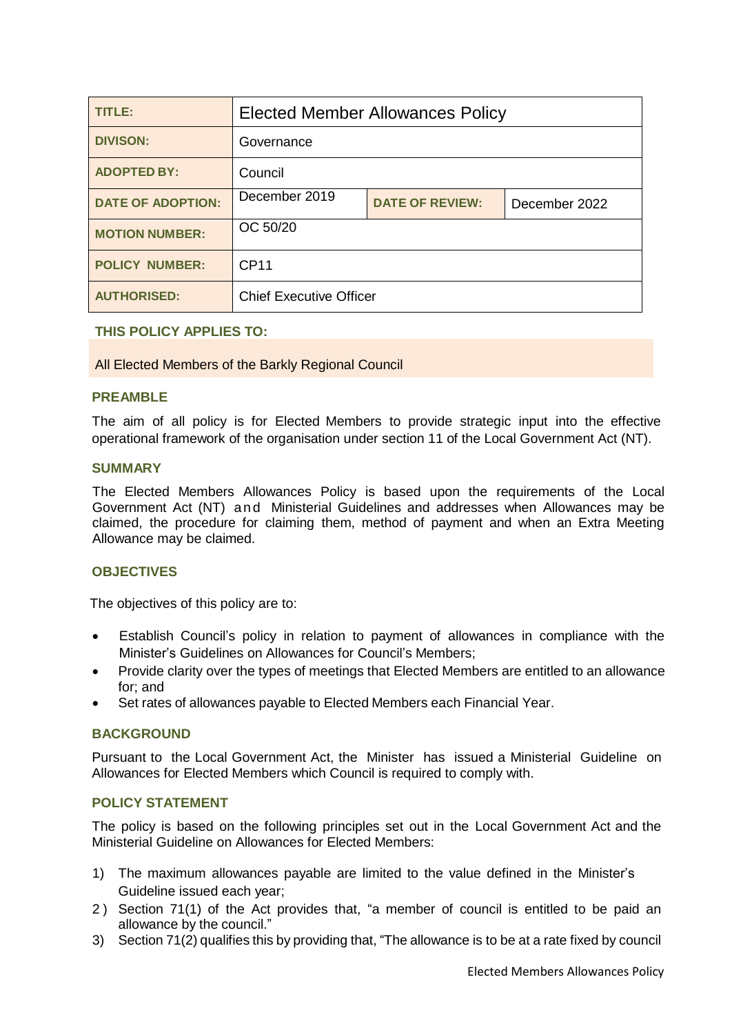| TITLE: | Elected Member Allowances Policy | | |
| --- | --- | --- | --- |
| DIVISON: | Governance | | |
| ADOPTED BY: | Council | | |
| DATE OF ADOPTION: | December 2019 | DATE OF REVIEW: | December 2022 |
| MOTION NUMBER: | OC 50/20 | | |
| POLICY NUMBER: | CP11 | | |
| AUTHORISED: | Chief Executive Officer | | |

**THIS POLICY APPLIES TO:**

All Elected Members of the Barkly Regional Council

## PREAMBLE

The aim of all policy is for Elected Members to provide strategic input into the effective operational framework of the organisation under section 11 of the Local Government Act (NT).

## SUMMARY

The Elected Members Allowances Policy is based upon the requirements of the Local Government Act (NT) and Ministerial Guidelines and addresses when Allowances may be claimed, the procedure for claiming them, method of payment and when an Extra Meeting Allowance may be claimed.

## OBJECTIVES

The objectives of this policy are to:

- Establish Council's policy in relation to payment of allowances in compliance with the Minister's Guidelines on Allowances for Council's Members;
- Provide clarity over the types of meetings that Elected Members are entitled to an allowance for; and
- Set rates of allowances payable to Elected Members each Financial Year.

## BACKGROUND

Pursuant to the Local Government Act, the Minister has issued a Ministerial Guideline on Allowances for Elected Members which Council is required to comply with.

## POLICY STATEMENT

The policy is based on the following principles set out in the Local Government Act and the Ministerial Guideline on Allowances for Elected Members:

1) The maximum allowances payable are limited to the value defined in the Minister's Guideline issued each year;
2) Section 71(1) of the Act provides that, "a member of council is entitled to be paid an allowance by the council."
3) Section 71(2) qualifies this by providing that, "The allowance is to be at a rate fixed by council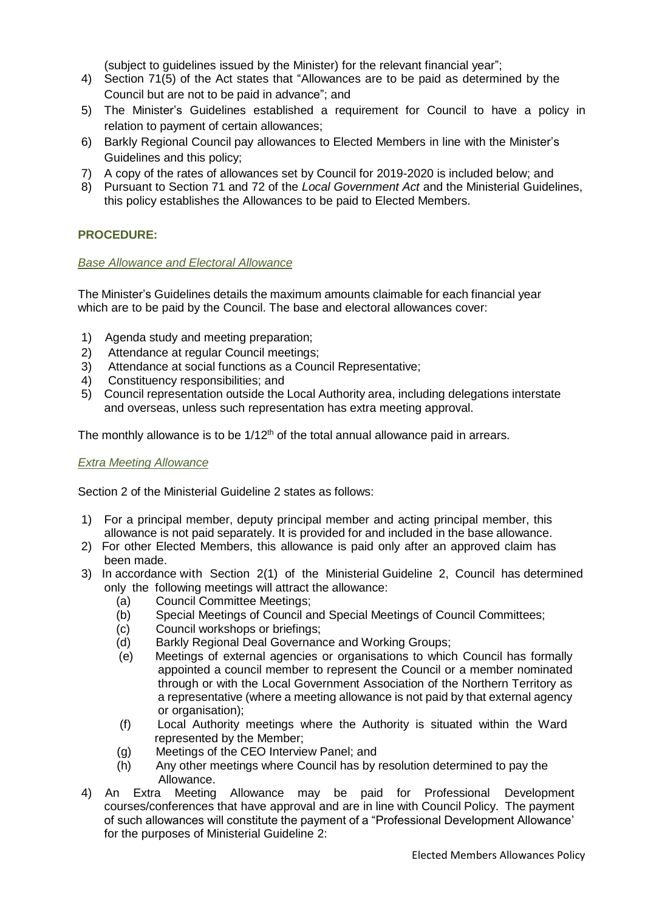(subject to guidelines issued by the Minister) for the relevant financial year";

4) Section 71(5) of the Act states that "Allowances are to be paid as determined by the Council but are not to be paid in advance"; and
5) The Minister's Guidelines established a requirement for Council to have a policy in relation to payment of certain allowances;
6) Barkly Regional Council pay allowances to Elected Members in line with the Minister's Guidelines and this policy;
7) A copy of the rates of allowances set by Council for 2019-2020 is included below; and
8) Pursuant to Section 71 and 72 of the *Local Government Act* and the Ministerial Guidelines, this policy establishes the Allowances to be paid to Elected Members.

**PROCEDURE:**

*Base Allowance and Electoral Allowance*

The Minister's Guidelines details the maximum amounts claimable for each financial year which are to be paid by the Council. The base and electoral allowances cover:

1) Agenda study and meeting preparation;
2) Attendance at regular Council meetings;
3) Attendance at social functions as a Council Representative;
4) Constituency responsibilities; and
5) Council representation outside the Local Authority area, including delegations interstate and overseas, unless such representation has extra meeting approval.

The monthly allowance is to be 1/12th of the total annual allowance paid in arrears.

*Extra Meeting Allowance*

Section 2 of the Ministerial Guideline 2 states as follows:

1) For a principal member, deputy principal member and acting principal member, this allowance is not paid separately. It is provided for and included in the base allowance.
2) For other Elected Members, this allowance is paid only after an approved claim has been made.
3) In accordance with Section 2(1) of the Ministerial Guideline 2, Council has determined only the following meetings will attract the allowance:
   (a) Council Committee Meetings;
   (b) Special Meetings of Council and Special Meetings of Council Committees;
   (c) Council workshops or briefings;
   (d) Barkly Regional Deal Governance and Working Groups;
   (e) Meetings of external agencies or organisations to which Council has formally appointed a council member to represent the Council or a member nominated through or with the Local Government Association of the Northern Territory as a representative (where a meeting allowance is not paid by that external agency or organisation);
   (f) Local Authority meetings where the Authority is situated within the Ward represented by the Member;
   (g) Meetings of the CEO Interview Panel; and
   (h) Any other meetings where Council has by resolution determined to pay the Allowance.
4) An Extra Meeting Allowance may be paid for Professional Development courses/conferences that have approval and are in line with Council Policy. The payment of such allowances will constitute the payment of a "Professional Development Allowance' for the purposes of Ministerial Guideline 2: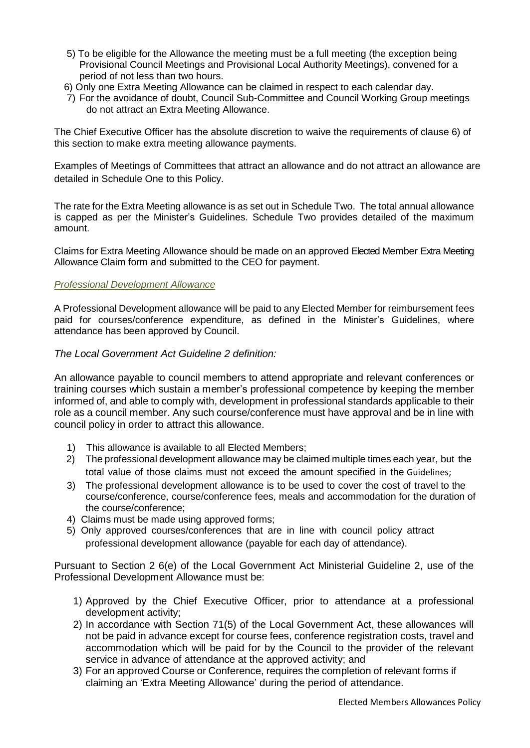5) To be eligible for the Allowance the meeting must be a full meeting (the exception being Provisional Council Meetings and Provisional Local Authority Meetings), convened for a period of not less than two hours.
6) Only one Extra Meeting Allowance can be claimed in respect to each calendar day.
7) For the avoidance of doubt, Council Sub-Committee and Council Working Group meetings do not attract an Extra Meeting Allowance.

The Chief Executive Officer has the absolute discretion to waive the requirements of clause 6) of this section to make extra meeting allowance payments.

Examples of Meetings of Committees that attract an allowance and do not attract an allowance are detailed in Schedule One to this Policy.

The rate for the Extra Meeting allowance is as set out in Schedule Two. The total annual allowance is capped as per the Minister's Guidelines. Schedule Two provides detailed of the maximum amount.

Claims for Extra Meeting Allowance should be made on an approved Elected Member Extra Meeting Allowance Claim form and submitted to the CEO for payment.

*Professional Development Allowance*

A Professional Development allowance will be paid to any Elected Member for reimbursement fees paid for courses/conference expenditure, as defined in the Minister's Guidelines, where attendance has been approved by Council.

*The Local Government Act Guideline 2 definition:*

An allowance payable to council members to attend appropriate and relevant conferences or training courses which sustain a member's professional competence by keeping the member informed of, and able to comply with, development in professional standards applicable to their role as a council member. Any such course/conference must have approval and be in line with council policy in order to attract this allowance.

1) This allowance is available to all Elected Members;
2) The professional development allowance may be claimed multiple times each year, but the total value of those claims must not exceed the amount specified in the Guidelines;
3) The professional development allowance is to be used to cover the cost of travel to the course/conference, course/conference fees, meals and accommodation for the duration of the course/conference;
4) Claims must be made using approved forms;
5) Only approved courses/conferences that are in line with council policy attract professional development allowance (payable for each day of attendance).

Pursuant to Section 2 6(e) of the Local Government Act Ministerial Guideline 2, use of the Professional Development Allowance must be:

1) Approved by the Chief Executive Officer, prior to attendance at a professional development activity;
2) In accordance with Section 71(5) of the Local Government Act, these allowances will not be paid in advance except for course fees, conference registration costs, travel and accommodation which will be paid for by the Council to the provider of the relevant service in advance of attendance at the approved activity; and
3) For an approved Course or Conference, requires the completion of relevant forms if claiming an 'Extra Meeting Allowance' during the period of attendance.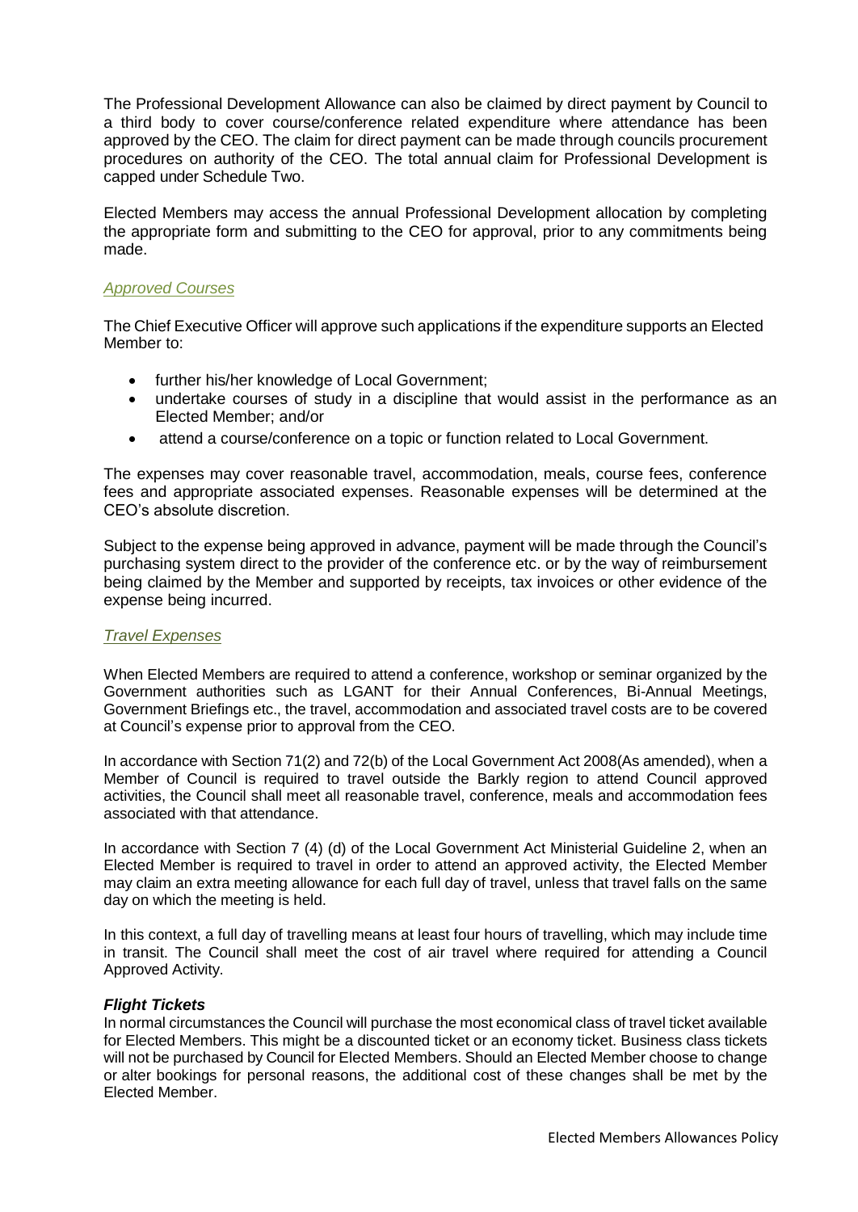The Professional Development Allowance can also be claimed by direct payment by Council to a third body to cover course/conference related expenditure where attendance has been approved by the CEO. The claim for direct payment can be made through councils procurement procedures on authority of the CEO. The total annual claim for Professional Development is capped under Schedule Two.

Elected Members may access the annual Professional Development allocation by completing the appropriate form and submitting to the CEO for approval, prior to any commitments being made.

### *Approved Courses*

The Chief Executive Officer will approve such applications if the expenditure supports an Elected Member to:

- further his/her knowledge of Local Government;
- undertake courses of study in a discipline that would assist in the performance as an Elected Member; and/or
- attend a course/conference on a topic or function related to Local Government.

The expenses may cover reasonable travel, accommodation, meals, course fees, conference fees and appropriate associated expenses. Reasonable expenses will be determined at the CEO's absolute discretion.

Subject to the expense being approved in advance, payment will be made through the Council's purchasing system direct to the provider of the conference etc. or by the way of reimbursement being claimed by the Member and supported by receipts, tax invoices or other evidence of the expense being incurred.

### *Travel Expenses*

When Elected Members are required to attend a conference, workshop or seminar organized by the Government authorities such as LGANT for their Annual Conferences, Bi-Annual Meetings, Government Briefings etc., the travel, accommodation and associated travel costs are to be covered at Council's expense prior to approval from the CEO.

In accordance with Section 71(2) and 72(b) of the Local Government Act 2008(As amended), when a Member of Council is required to travel outside the Barkly region to attend Council approved activities, the Council shall meet all reasonable travel, conference, meals and accommodation fees associated with that attendance.

In accordance with Section 7 (4) (d) of the Local Government Act Ministerial Guideline 2, when an Elected Member is required to travel in order to attend an approved activity, the Elected Member may claim an extra meeting allowance for each full day of travel, unless that travel falls on the same day on which the meeting is held.

In this context, a full day of travelling means at least four hours of travelling, which may include time in transit. The Council shall meet the cost of air travel where required for attending a Council Approved Activity.

#### ***Flight Tickets***

In normal circumstances the Council will purchase the most economical class of travel ticket available for Elected Members. This might be a discounted ticket or an economy ticket. Business class tickets will not be purchased by Council for Elected Members. Should an Elected Member choose to change or alter bookings for personal reasons, the additional cost of these changes shall be met by the Elected Member.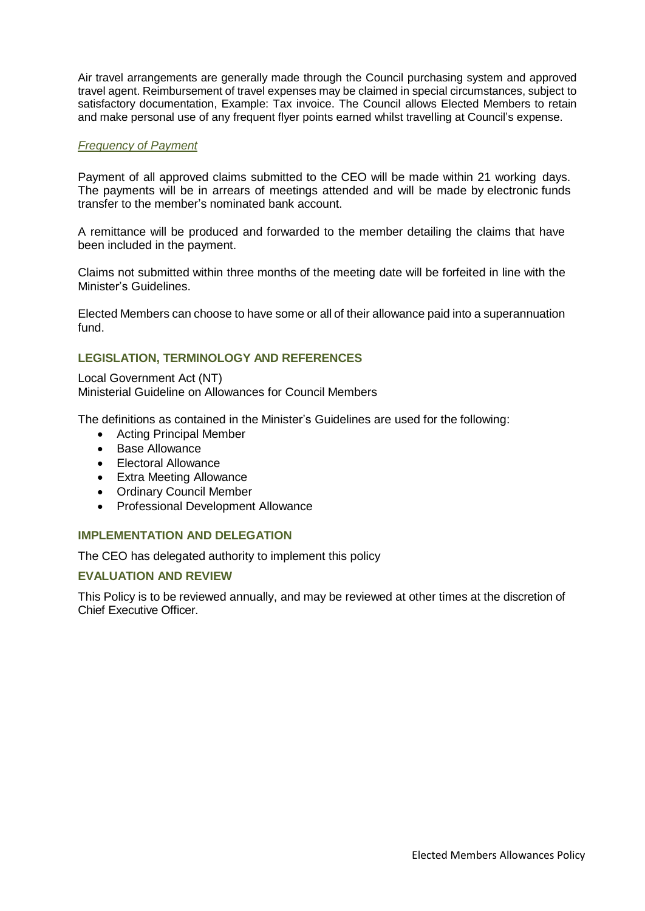Air travel arrangements are generally made through the Council purchasing system and approved travel agent. Reimbursement of travel expenses may be claimed in special circumstances, subject to satisfactory documentation, Example: Tax invoice. The Council allows Elected Members to retain and make personal use of any frequent flyer points earned whilst travelling at Council's expense.

*Frequency of Payment*

Payment of all approved claims submitted to the CEO will be made within 21 working days. The payments will be in arrears of meetings attended and will be made by electronic funds transfer to the member's nominated bank account.

A remittance will be produced and forwarded to the member detailing the claims that have been included in the payment.

Claims not submitted within three months of the meeting date will be forfeited in line with the Minister's Guidelines.

Elected Members can choose to have some or all of their allowance paid into a superannuation fund.

## LEGISLATION, TERMINOLOGY AND REFERENCES

Local Government Act (NT)
Ministerial Guideline on Allowances for Council Members

The definitions as contained in the Minister's Guidelines are used for the following:

- Acting Principal Member
- Base Allowance
- Electoral Allowance
- Extra Meeting Allowance
- Ordinary Council Member
- Professional Development Allowance

## IMPLEMENTATION AND DELEGATION

The CEO has delegated authority to implement this policy

## EVALUATION AND REVIEW

This Policy is to be reviewed annually, and may be reviewed at other times at the discretion of Chief Executive Officer.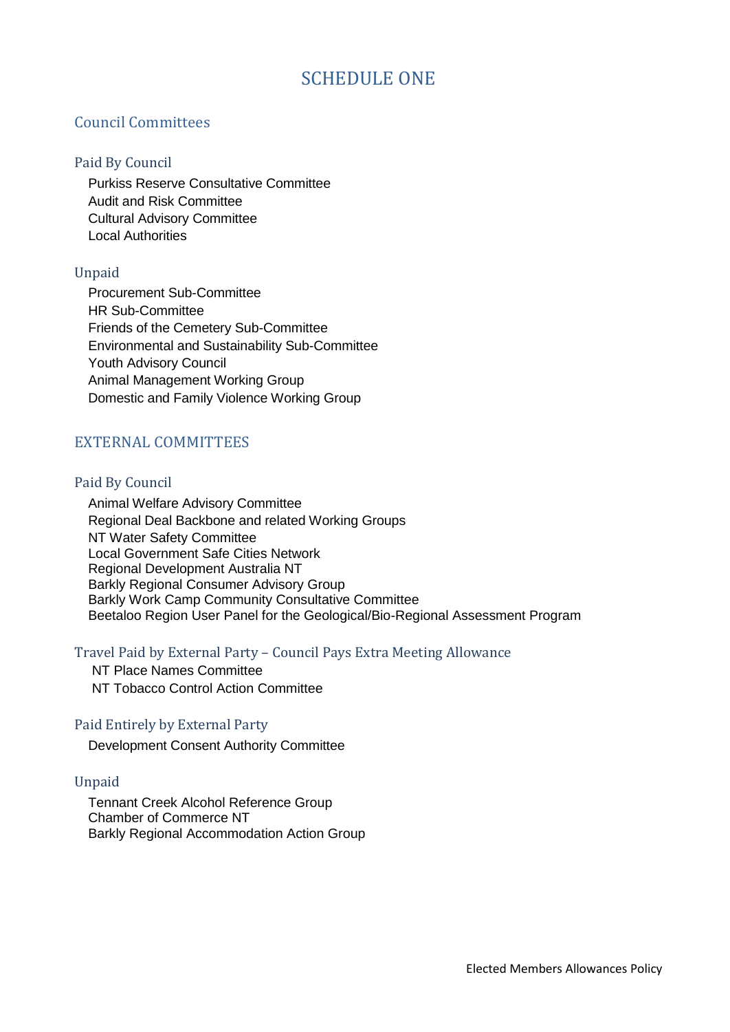# SCHEDULE ONE

## Council Committees

### Paid By Council

- Purkiss Reserve Consultative Committee
- Audit and Risk Committee
- Cultural Advisory Committee
- Local Authorities

### Unpaid

- Procurement Sub-Committee
- HR Sub-Committee
- Friends of the Cemetery Sub-Committee
- Environmental and Sustainability Sub-Committee
- Youth Advisory Council
- Animal Management Working Group
- Domestic and Family Violence Working Group

## EXTERNAL COMMITTEES

### Paid By Council

- Animal Welfare Advisory Committee
- Regional Deal Backbone and related Working Groups
- NT Water Safety Committee
- Local Government Safe Cities Network
- Regional Development Australia NT
- Barkly Regional Consumer Advisory Group
- Barkly Work Camp Community Consultative Committee
- Beetaloo Region User Panel for the Geological/Bio-Regional Assessment Program

### Travel Paid by External Party – Council Pays Extra Meeting Allowance

- NT Place Names Committee
- NT Tobacco Control Action Committee

### Paid Entirely by External Party

- Development Consent Authority Committee

### Unpaid

- Tennant Creek Alcohol Reference Group
- Chamber of Commerce NT
- Barkly Regional Accommodation Action Group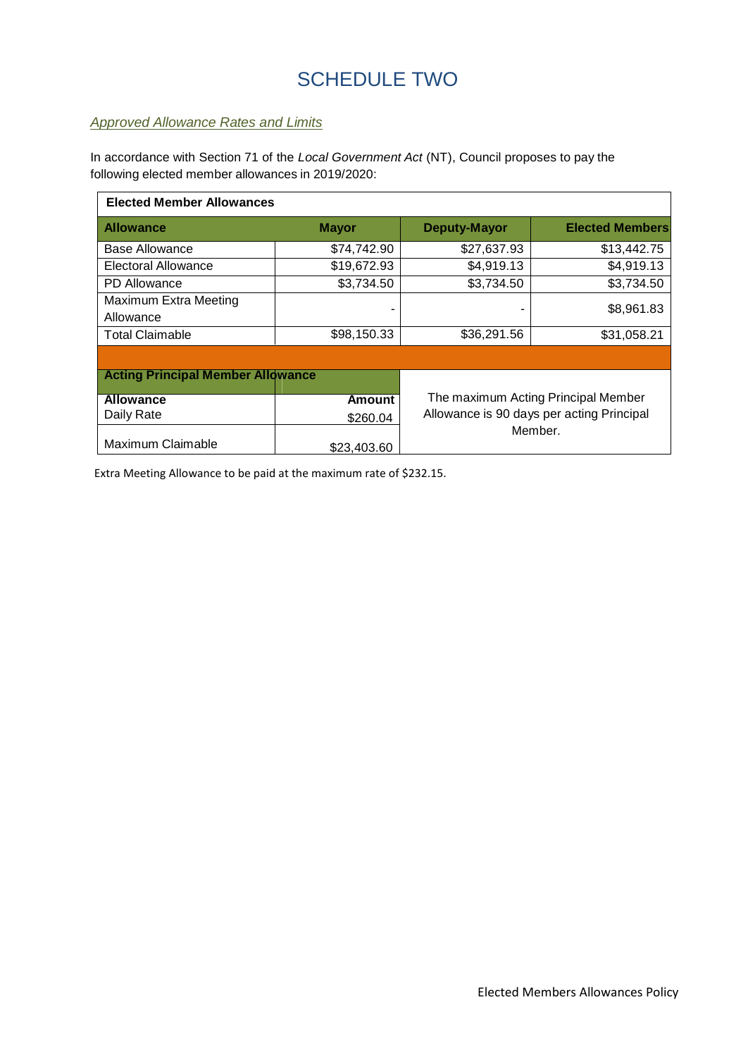# SCHEDULE TWO

*Approved Allowance Rates and Limits*

In accordance with Section 71 of the *Local Government Act* (NT), Council proposes to pay the following elected member allowances in 2019/2020:

**Elected Member Allowances**

| Allowance | Mayor | Deputy-Mayor | Elected Members |
|---|---|---|---|
| Base Allowance | $74,742.90 | $27,637.93 | $13,442.75 |
| Electoral Allowance | $19,672.93 | $4,919.13 | $4,919.13 |
| PD Allowance | $3,734.50 | $3,734.50 | $3,734.50 |
| Maximum Extra Meeting Allowance | - | - | $8,961.83 |
| Total Claimable | $98,150.33 | $36,291.56 | $31,058.21 |

**Acting Principal Member Allowance**

| Allowance | Amount |
|---|---|
| Daily Rate | $260.04 |
| Maximum Claimable | $23,403.60 |

The maximum Acting Principal Member Allowance is 90 days per acting Principal Member.

Extra Meeting Allowance to be paid at the maximum rate of $232.15.